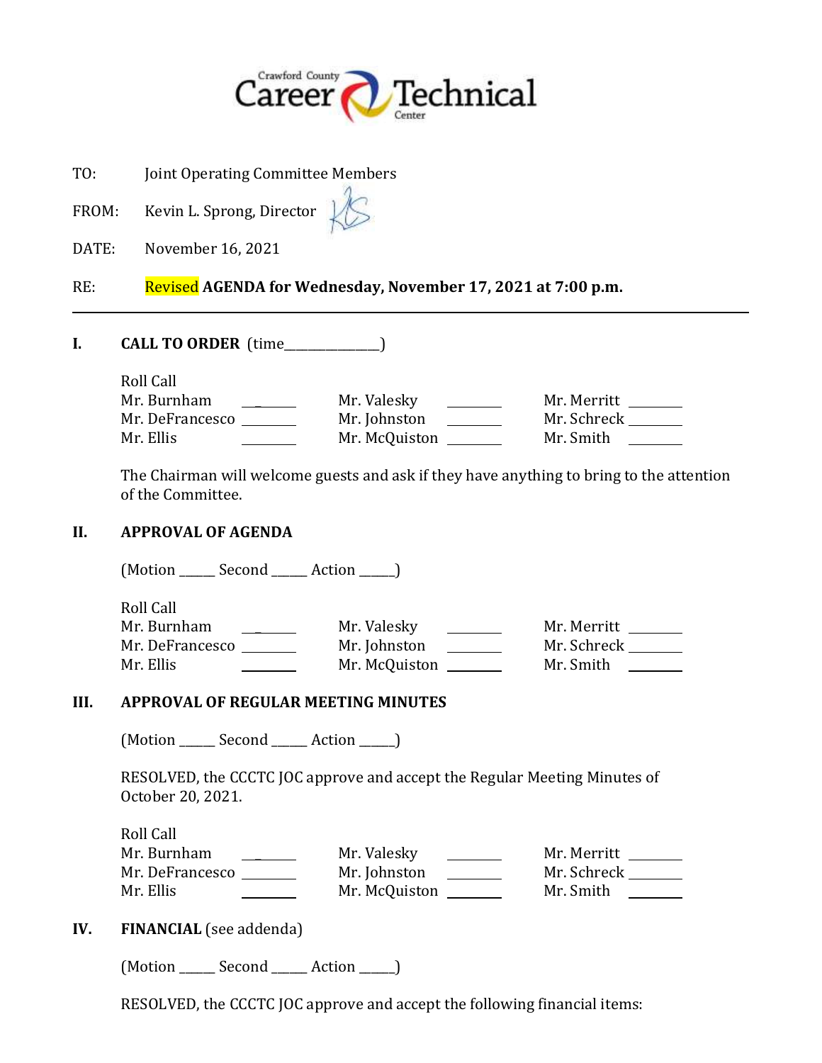Crawford County Career Technical Center

TO: Joint Operating Committee Members

FROM: Kevin L. Sprong, Director

DATE: November 16, 2021

RE: Revised **AGENDA for Wednesday, November 17, 2021 at 7:00 p.m.**

---

## I. CALL TO ORDER (time_____________)

Roll Call

| | | | | | |
|---|---|---|---|---|---|
| Mr. Burnham | _______ | Mr. Valesky | _______ | Mr. Merritt | _______ |
| Mr. DeFrancesco | _______ | Mr. Johnston | _______ | Mr. Schreck | _______ |
| Mr. Ellis | _______ | Mr. McQuiston | _______ | Mr. Smith | _______ |

The Chairman will welcome guests and ask if they have anything to bring to the attention of the Committee.

## II. APPROVAL OF AGENDA

(Motion _____ Second _____ Action _____)

Roll Call

| | | | | | |
|---|---|---|---|---|---|
| Mr. Burnham | _______ | Mr. Valesky | _______ | Mr. Merritt | _______ |
| Mr. DeFrancesco | _______ | Mr. Johnston | _______ | Mr. Schreck | _______ |
| Mr. Ellis | _______ | Mr. McQuiston | _______ | Mr. Smith | _______ |

## III. APPROVAL OF REGULAR MEETING MINUTES

(Motion _____ Second _____ Action _____)

RESOLVED, the CCCTC JOC approve and accept the Regular Meeting Minutes of October 20, 2021.

Roll Call

| | | | | | |
|---|---|---|---|---|---|
| Mr. Burnham | _______ | Mr. Valesky | _______ | Mr. Merritt | _______ |
| Mr. DeFrancesco | _______ | Mr. Johnston | _______ | Mr. Schreck | _______ |
| Mr. Ellis | _______ | Mr. McQuiston | _______ | Mr. Smith | _______ |

## IV. FINANCIAL (see addenda)

(Motion _____ Second _____ Action _____)

RESOLVED, the CCCTC JOC approve and accept the following financial items: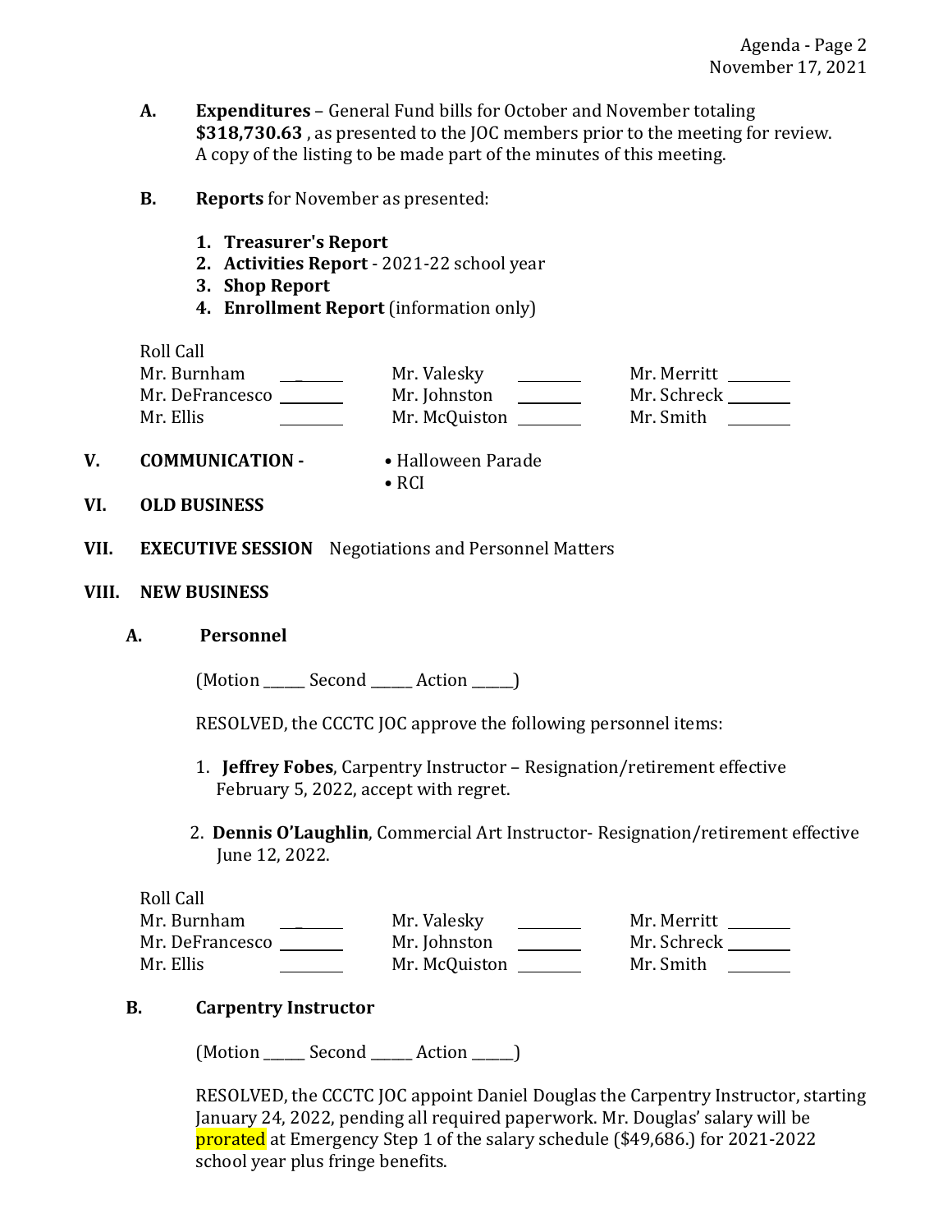**A. Expenditures** – General Fund bills for October and November totaling **$318,730.63** , as presented to the JOC members prior to the meeting for review. A copy of the listing to be made part of the minutes of this meeting.

**B. Reports** for November as presented:

1. **Treasurer's Report**
2. **Activities Report** - 2021-22 school year
3. **Shop Report**
4. **Enrollment Report** (information only)

Roll Call

| | | | | | |
|---|---|---|---|---|---|
| Mr. Burnham | ______ | Mr. Valesky | ______ | Mr. Merritt | ______ |
| Mr. DeFrancesco | ______ | Mr. Johnston | ______ | Mr. Schreck | ______ |
| Mr. Ellis | ______ | Mr. McQuiston | ______ | Mr. Smith | ______ |

**V. COMMUNICATION -**
- Halloween Parade
- RCI

**VI. OLD BUSINESS**

**VII. EXECUTIVE SESSION** Negotiations and Personnel Matters

**VIII. NEW BUSINESS**

**A. Personnel**

(Motion _____ Second _____ Action _____)

RESOLVED, the CCCTC JOC approve the following personnel items:

1. **Jeffrey Fobes**, Carpentry Instructor – Resignation/retirement effective February 5, 2022, accept with regret.
2. **Dennis O'Laughlin**, Commercial Art Instructor- Resignation/retirement effective June 12, 2022.

Roll Call

| | | | | | |
|---|---|---|---|---|---|
| Mr. Burnham | ______ | Mr. Valesky | ______ | Mr. Merritt | ______ |
| Mr. DeFrancesco | ______ | Mr. Johnston | ______ | Mr. Schreck | ______ |
| Mr. Ellis | ______ | Mr. McQuiston | ______ | Mr. Smith | ______ |

**B. Carpentry Instructor**

(Motion _____ Second _____ Action _____)

RESOLVED, the CCCTC JOC appoint Daniel Douglas the Carpentry Instructor, starting January 24, 2022, pending all required paperwork. Mr. Douglas' salary will be prorated at Emergency Step 1 of the salary schedule ($49,686.) for 2021-2022 school year plus fringe benefits.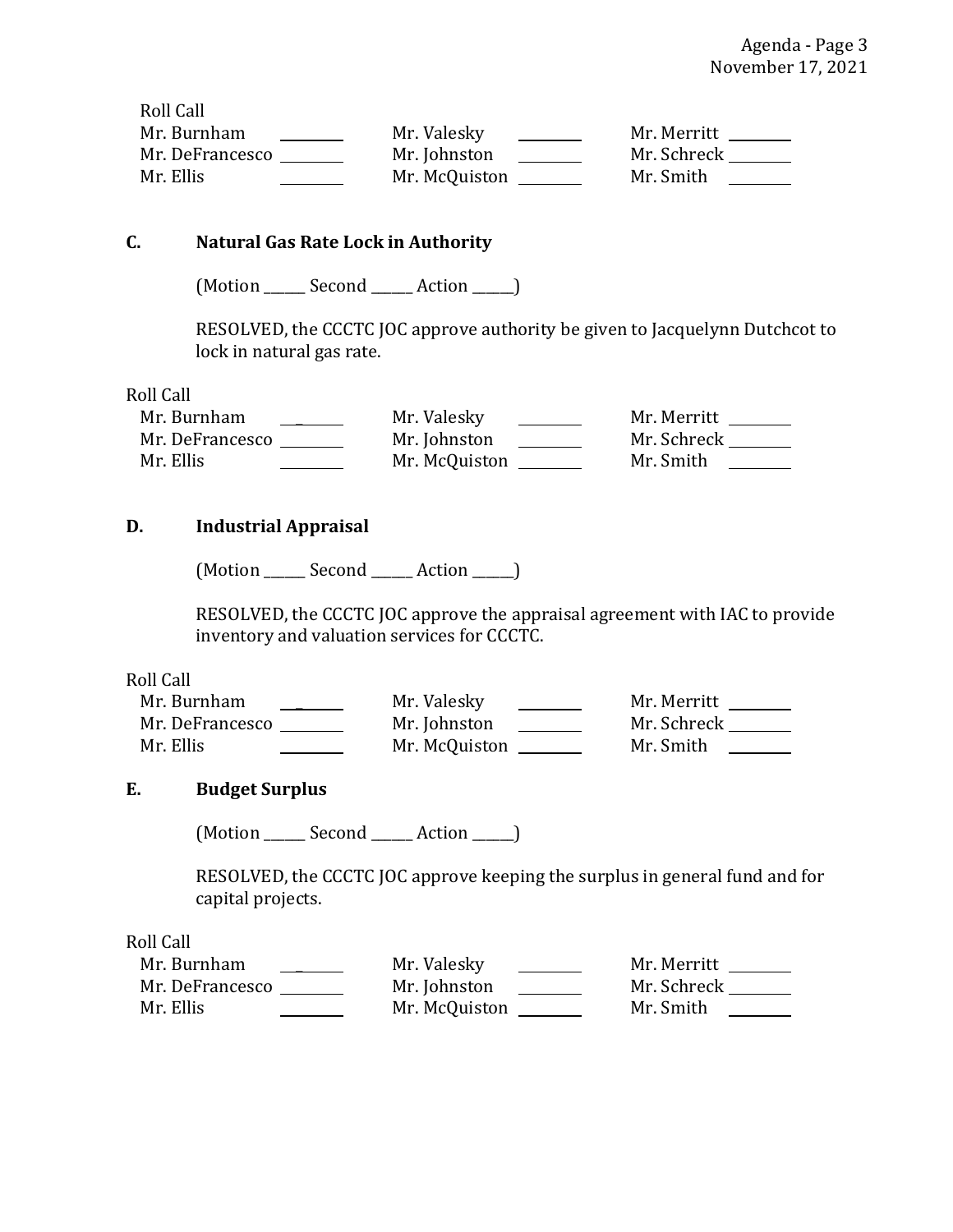Roll Call

| | | | | | |
|---|---|---|---|---|---|
| Mr. Burnham | ________ | Mr. Valesky | ________ | Mr. Merritt | ________ |
| Mr. DeFrancesco | ________ | Mr. Johnston | ________ | Mr. Schreck | ________ |
| Mr. Ellis | ________ | Mr. McQuiston | ________ | Mr. Smith | ________ |

**C. Natural Gas Rate Lock in Authority**

(Motion ______ Second ______ Action ______)

RESOLVED, the CCCTC JOC approve authority be given to Jacquelynn Dutchcot to lock in natural gas rate.

Roll Call

| | | | | | |
|---|---|---|---|---|---|
| Mr. Burnham | ________ | Mr. Valesky | ________ | Mr. Merritt | ________ |
| Mr. DeFrancesco | ________ | Mr. Johnston | ________ | Mr. Schreck | ________ |
| Mr. Ellis | ________ | Mr. McQuiston | ________ | Mr. Smith | ________ |

**D. Industrial Appraisal**

(Motion ______ Second ______ Action ______)

RESOLVED, the CCCTC JOC approve the appraisal agreement with IAC to provide inventory and valuation services for CCCTC.

Roll Call

| | | | | | |
|---|---|---|---|---|---|
| Mr. Burnham | ________ | Mr. Valesky | ________ | Mr. Merritt | ________ |
| Mr. DeFrancesco | ________ | Mr. Johnston | ________ | Mr. Schreck | ________ |
| Mr. Ellis | ________ | Mr. McQuiston | ________ | Mr. Smith | ________ |

**E. Budget Surplus**

(Motion ______ Second ______ Action ______)

RESOLVED, the CCCTC JOC approve keeping the surplus in general fund and for capital projects.

Roll Call

| | | | | | |
|---|---|---|---|---|---|
| Mr. Burnham | ________ | Mr. Valesky | ________ | Mr. Merritt | ________ |
| Mr. DeFrancesco | ________ | Mr. Johnston | ________ | Mr. Schreck | ________ |
| Mr. Ellis | ________ | Mr. McQuiston | ________ | Mr. Smith | ________ |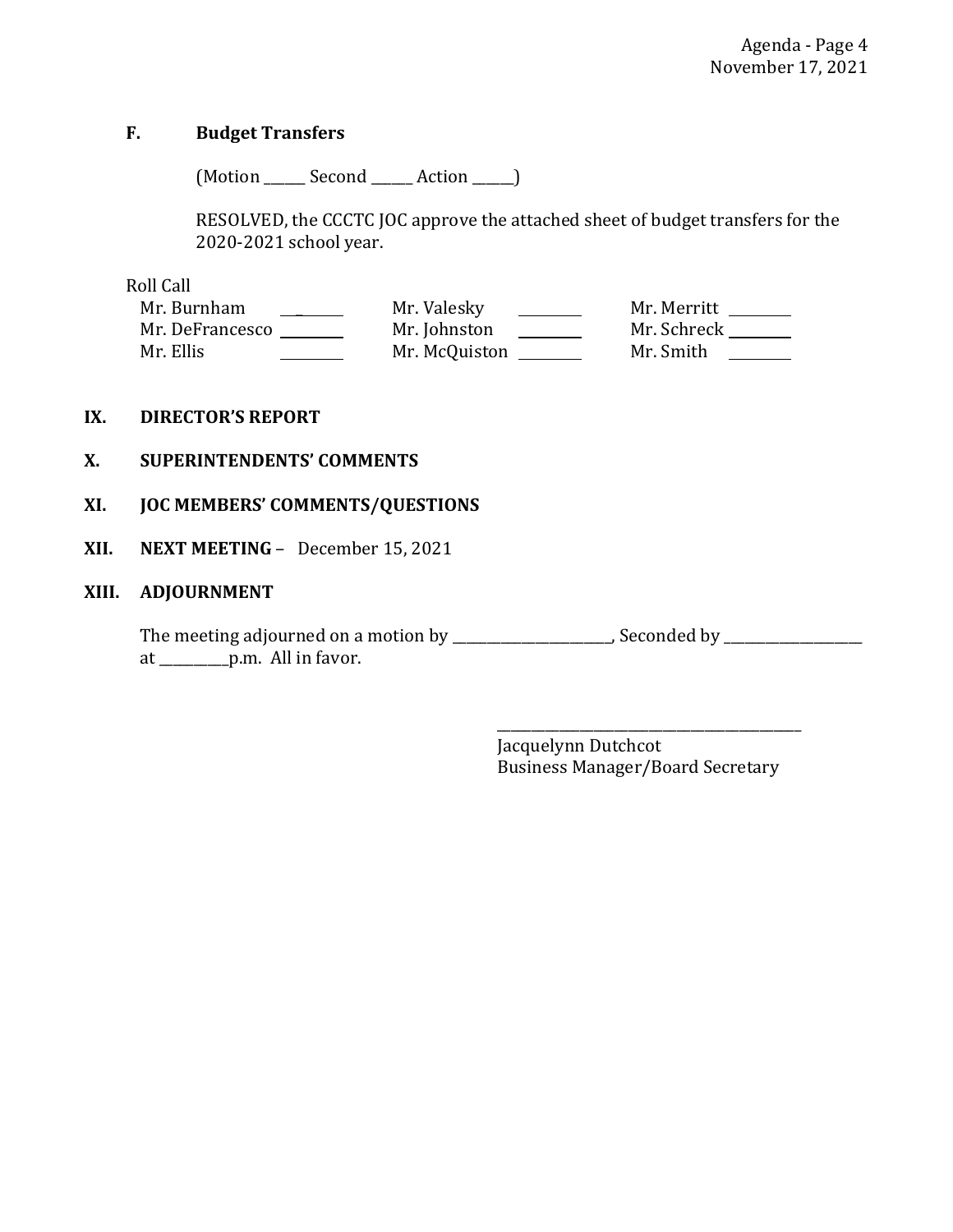### F. Budget Transfers

(Motion ______ Second ______ Action ______)

RESOLVED, the CCCTC JOC approve the attached sheet of budget transfers for the 2020-2021 school year.

Roll Call

| | | | | | |
|---|---|---|---|---|---|
| Mr. Burnham | ______ | Mr. Valesky | ______ | Mr. Merritt | ______ |
| Mr. DeFrancesco | ______ | Mr. Johnston | ______ | Mr. Schreck | ______ |
| Mr. Ellis | ______ | Mr. McQuiston | ______ | Mr. Smith | ______ |

## IX. DIRECTOR'S REPORT

## X. SUPERINTENDENTS' COMMENTS

## XI. JOC MEMBERS' COMMENTS/QUESTIONS

## XII. NEXT MEETING – December 15, 2021

## XIII. ADJOURNMENT

The meeting adjourned on a motion by ______________________, Seconded by ___________________ at _________p.m. All in favor.

___________________________________________

Jacquelynn Dutchcot
Business Manager/Board Secretary